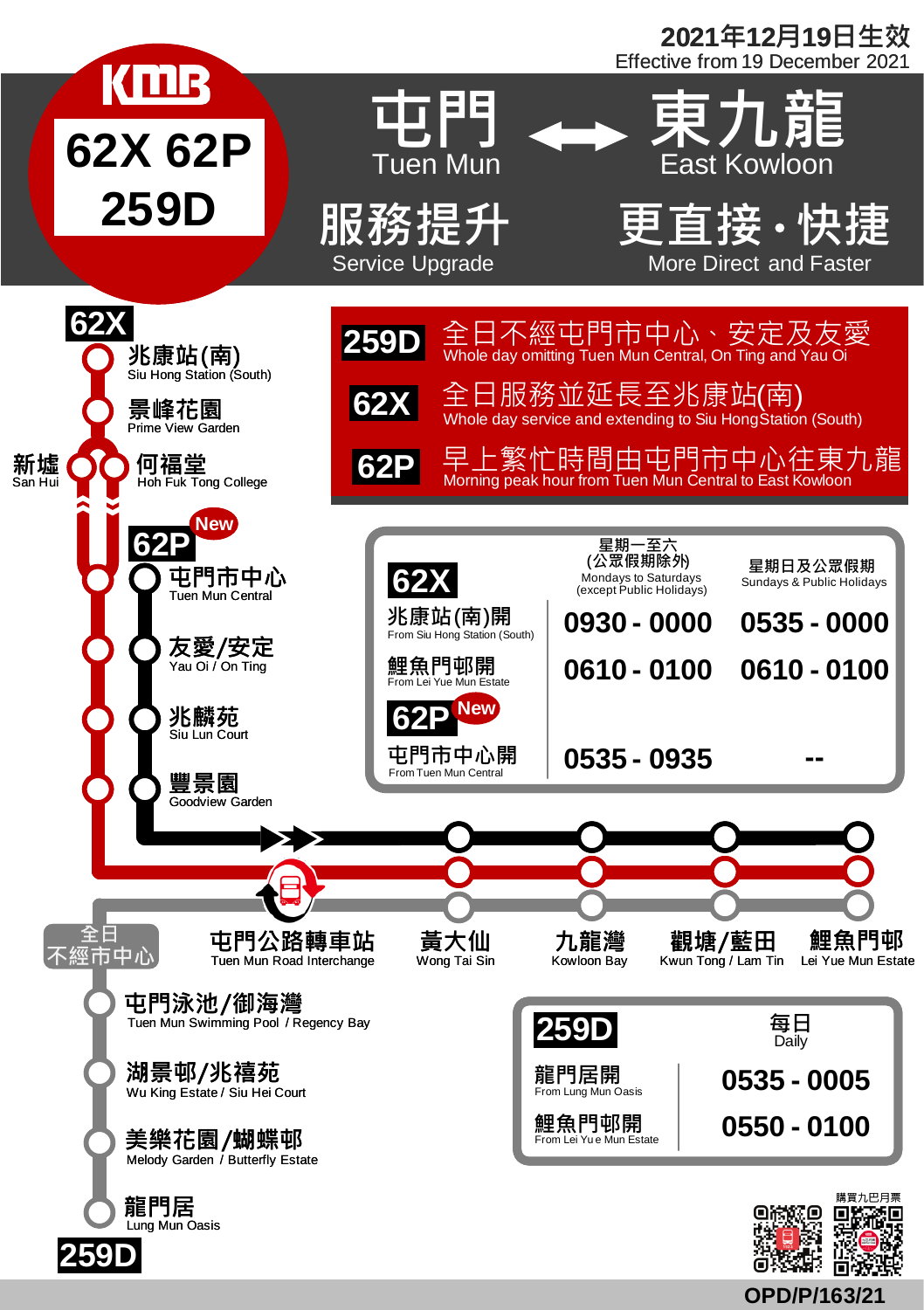2021年12月19日生效
Effective from 19 December 2021

# KMB 62X 62P 259D

# 屯門 ↔ 東九龍
# Tuen Mun ↔ East Kowloon

## 服務提升 Service Upgrade
## 更直接・快捷 More Direct and Faster

**259D** 全日不經屯門市中心、安定及友愛
Whole day omitting Tuen Mun Central, On Ting and Yau Oi

**62X** 全日服務並延長至兆康站(南)
Whole day service and extending to Siu Hong Station (South)

**62P** 早上繁忙時間由屯門市中心往東九龍
Morning peak hour from Tuen Mun Central to East Kowloon

**62X**
- 兆康站(南) Siu Hong Station (South)
- 景峰花園 Prime View Garden
- 新墟 San Hui
- 何福堂 Hoh Fuk Tong College

**62P** New
- 屯門市中心 Tuen Mun Central
- 友愛/安定 Yau Oi / On Ting
- 兆麟苑 Siu Lun Court
- 豐景園 Goodview Garden

- 屯門公路轉車站 Tuen Mun Road Interchange
- 黃大仙 Wong Tai Sin
- 九龍灣 Kowloon Bay
- 觀塘/藍田 Kwun Tong / Lam Tin
- 鯉魚門邨 Lei Yue Mun Estate

**259D** 全日不經市中心
- 屯門泳池/御海灣 Tuen Mun Swimming Pool / Regency Bay
- 湖景邨/兆禧苑 Wu King Estate / Siu Hei Court
- 美樂花園/蝴蝶邨 Melody Garden / Butterfly Estate
- 龍門居 Lung Mun Oasis

| | 星期一至六 (公眾假期除外) Mondays to Saturdays (except Public Holidays) | 星期日及公眾假期 Sundays & Public Holidays |
|---|---|---|
| **62X** 兆康站(南)開 From Siu Hong Station (South) | 0930 - 0000 | 0535 - 0000 |
| **62X** 鯉魚門邨開 From Lei Yue Mun Estate | 0610 - 0100 | 0610 - 0100 |
| **62P** (New) 屯門市中心開 From Tuen Mun Central | 0535 - 0935 | -- |

| **259D** | 每日 Daily |
|---|---|
| 龍門居開 From Lung Mun Oasis | 0535 - 0005 |
| 鯉魚門邨開 From Lei Yue Mun Estate | 0550 - 0100 |

購買九巴月票

OPD/P/163/21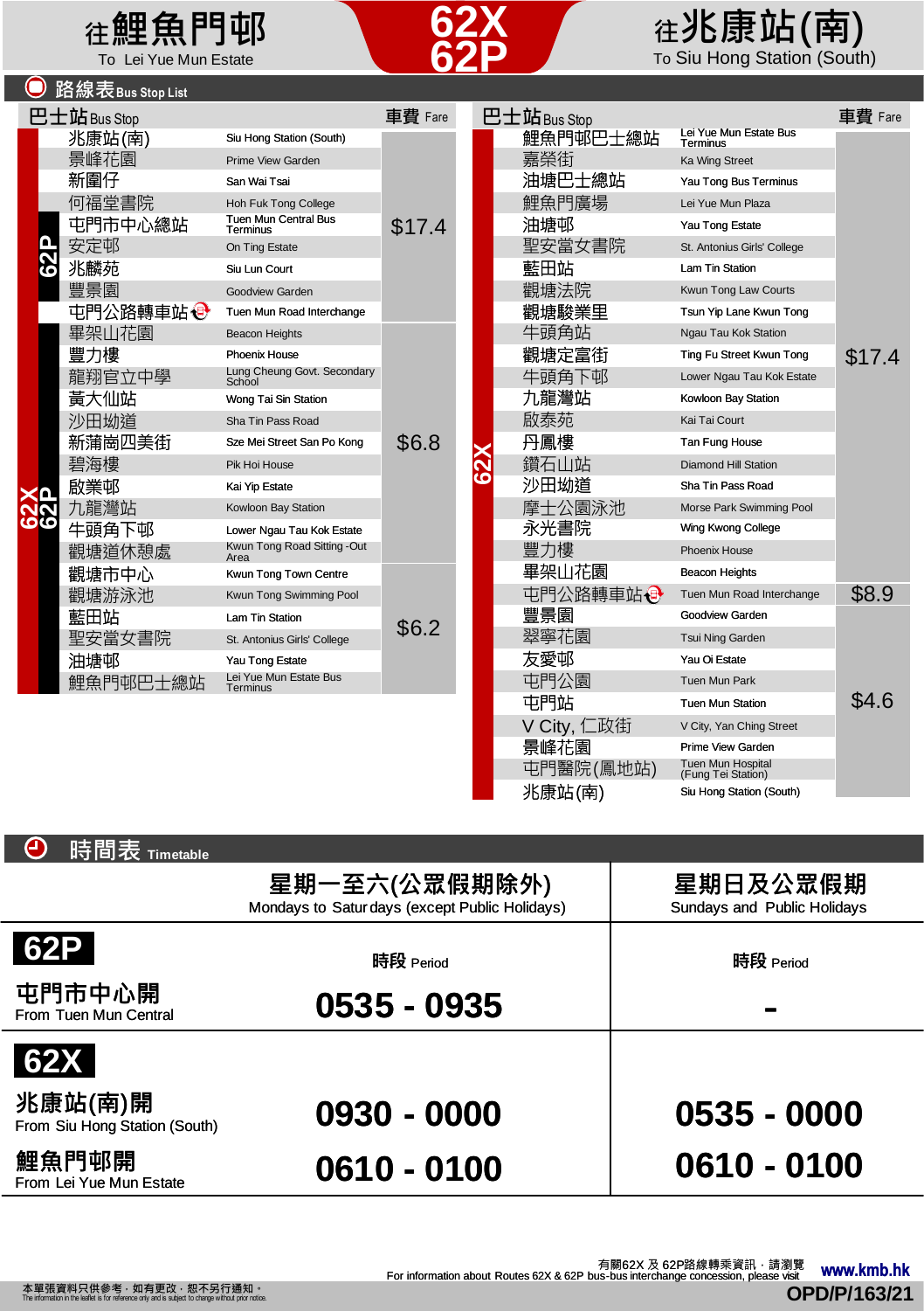# 往鯉魚門邨 To Lei Yue Mun Estate | 62X 62P | 往兆康站(南) To Siu Hong Station (South)

## 路線表 Bus Stop List

### 往鯉魚門邨 To Lei Yue Mun Estate

| 路線 | 巴士站 Bus Stop | | 車費 Fare |
|---|---|---|---|
| 62X | 兆康站(南) | Siu Hong Station (South) | $17.4 |
| 62X | 景峰花園 | Prime View Garden | |
| 62X | 新圍仔 | San Wai Tsai | |
| 62X 62P | 何福堂書院 | Hoh Fuk Tong College | |
| 62X 62P | 屯門市中心總站 | Tuen Mun Central Bus Terminus | |
| 62X 62P | 安定邨 | On Ting Estate | |
| 62X 62P | 兆麟苑 | Siu Lun Court | |
| 62X 62P | 豐景園 | Goodview Garden | |
| 62X 62P | 屯門公路轉車站 | Tuen Mun Road Interchange | |
| 62X 62P | 畢架山花園 | Beacon Heights | $6.8 |
| 62X 62P | 豐力樓 | Phoenix House | |
| 62X 62P | 龍翔官立中學 | Lung Cheung Govt. Secondary School | |
| 62X 62P | 黃大仙站 | Wong Tai Sin Station | |
| 62X 62P | 沙田坳道 | Sha Tin Pass Road | |
| 62X 62P | 新蒲崗四美街 | Sze Mei Street San Po Kong | |
| 62X 62P | 碧海樓 | Pik Hoi House | |
| 62X 62P | 啟業邨 | Kai Yip Estate | |
| 62X 62P | 九龍灣站 | Kowloon Bay Station | |
| 62X 62P | 牛頭角下邨 | Lower Ngau Tau Kok Estate | |
| 62X 62P | 觀塘道休憩處 | Kwun Tong Road Sitting-Out Area | |
| 62X 62P | 觀塘市中心 | Kwun Tong Town Centre | $6.2 |
| 62X 62P | 觀塘游泳池 | Kwun Tong Swimming Pool | |
| 62X 62P | 藍田站 | Lam Tin Station | |
| 62X 62P | 聖安當女書院 | St. Antonius Girls' College | |
| 62X 62P | 油塘邨 | Yau Tong Estate | |
| 62X 62P | 鯉魚門邨巴士總站 | Lei Yue Mun Estate Bus Terminus | |

### 往兆康站(南) To Siu Hong Station (South)

| 路線 | 巴士站 Bus Stop | | 車費 Fare |
|---|---|---|---|
| 62X | 鯉魚門邨巴士總站 | Lei Yue Mun Estate Bus Terminus | $17.4 |
| 62X | 嘉榮街 | Ka Wing Street | |
| 62X | 油塘巴士總站 | Yau Tong Bus Terminus | |
| 62X | 鯉魚門廣場 | Lei Yue Mun Plaza | |
| 62X | 油塘邨 | Yau Tong Estate | |
| 62X | 聖安當女書院 | St. Antonius Girls' College | |
| 62X | 藍田站 | Lam Tin Station | |
| 62X | 觀塘法院 | Kwun Tong Law Courts | |
| 62X | 觀塘駿業里 | Tsun Yip Lane Kwun Tong | |
| 62X | 牛頭角站 | Ngau Tau Kok Station | |
| 62X | 觀塘定富街 | Ting Fu Street Kwun Tong | |
| 62X | 牛頭角下邨 | Lower Ngau Tau Kok Estate | |
| 62X | 九龍灣站 | Kowloon Bay Station | |
| 62X | 啟泰苑 | Kai Tai Court | |
| 62X | 丹鳳樓 | Tan Fung House | |
| 62X | 鑽石山站 | Diamond Hill Station | |
| 62X | 沙田坳道 | Sha Tin Pass Road | |
| 62X | 摩士公園泳池 | Morse Park Swimming Pool | |
| 62X | 永光書院 | Wing Kwong College | |
| 62X | 豐力樓 | Phoenix House | |
| 62X | 畢架山花園 | Beacon Heights | |
| 62X | 屯門公路轉車站 | Tuen Mun Road Interchange | $8.9 |
| 62X | 豐景園 | Goodview Garden | $4.6 |
| 62X | 翠寧花園 | Tsui Ning Garden | |
| 62X | 友愛邨 | Yau Oi Estate | |
| 62X | 屯門公園 | Tuen Mun Park | |
| 62X | 屯門站 | Tuen Mun Station | |
| 62X | V City, 仁政街 | V City, Yan Ching Street | |
| 62X | 景峰花園 | Prime View Garden | |
| 62X | 屯門醫院(鳳地站) | Tuen Mun Hospital (Fung Tei Station) | |
| 62X | 兆康站(南) | Siu Hong Station (South) | |

## 時間表 Timetable

| | 星期一至六(公眾假期除外) Mondays to Saturdays (except Public Holidays) | 星期日及公眾假期 Sundays and Public Holidays |
|---|---|---|
| **62P** | 時段 Period | 時段 Period |
| 屯門市中心開 From Tuen Mun Central | 0535 - 0935 | - |
| **62X** | | |
| 兆康站(南)開 From Siu Hong Station (South) | 0930 - 0000 | 0535 - 0000 |
| 鯉魚門邨開 From Lei Yue Mun Estate | 0610 - 0100 | 0610 - 0100 |

有關62X 及 62P路線轉乘資訊，請瀏覽 For information about Routes 62X & 62P bus-bus interchange concession, please visit www.kmb.hk

本單張資料只供參考，如有更改，恕不另行通知。
The information in this leaflet is for reference only and is subject to change without prior notice.

OPD/P/163/21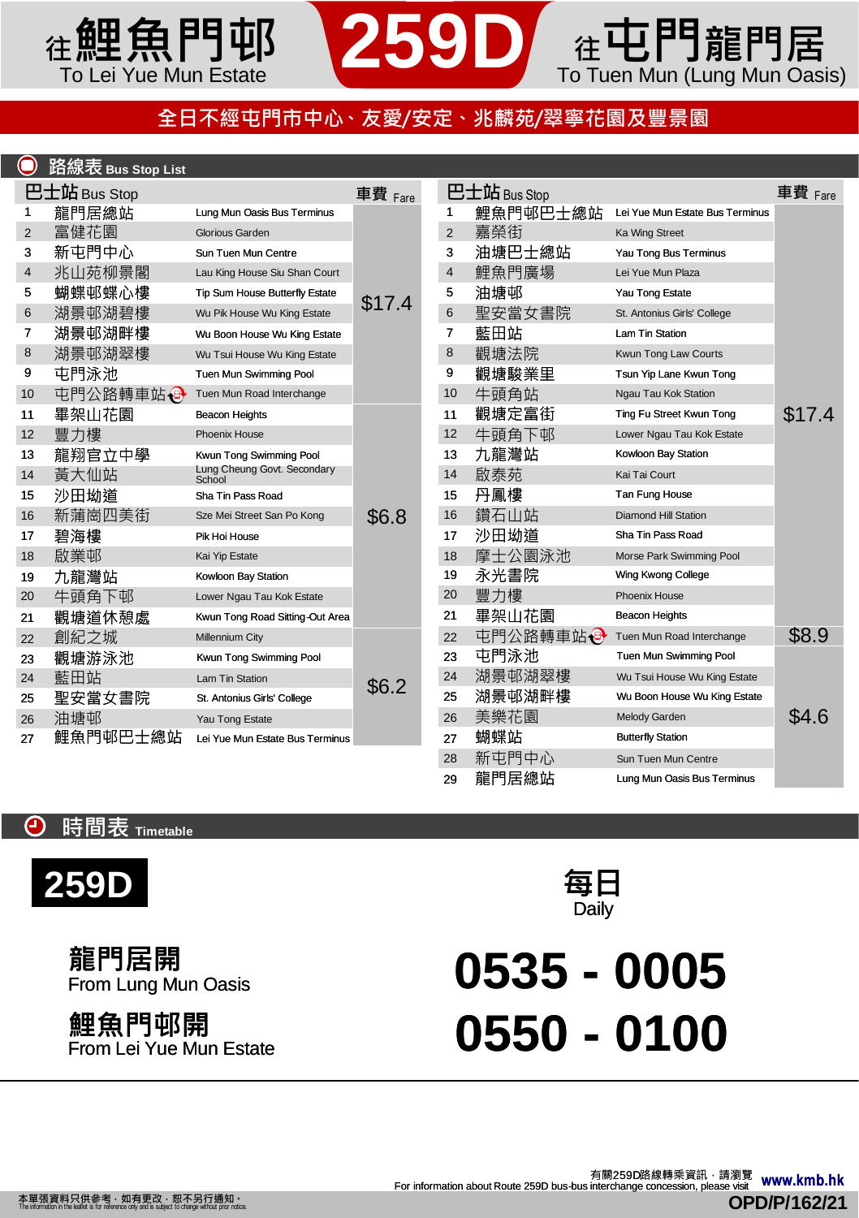# 往鯉魚門邨 To Lei Yue Mun Estate　259D　往屯門龍門居 To Tuen Mun (Lung Mun Oasis)

**全日不經屯門市中心、友愛/安定、兆麟苑/翠寧花園及豐景園**

## 路線表 Bus Stop List

| | 巴士站 Bus Stop | | 車費 Fare |
|---|---|---|---|
| 1 | 龍門居總站 | Lung Mun Oasis Bus Terminus | $17.4 |
| 2 | 富健花園 | Glorious Garden | |
| 3 | 新屯門中心 | Sun Tuen Mun Centre | |
| 4 | 兆山苑柳景閣 | Lau King House Siu Shan Court | |
| 5 | 蝴蝶邨蝶心樓 | Tip Sum House Butterfly Estate | |
| 6 | 湖景邨湖碧樓 | Wu Pik House Wu King Estate | |
| 7 | 湖景邨湖畔樓 | Wu Boon House Wu King Estate | |
| 8 | 湖景邨湖翠樓 | Wu Tsui House Wu King Estate | |
| 9 | 屯門泳池 | Tuen Mun Swimming Pool | |
| 10 | 屯門公路轉車站 | Tuen Mun Road Interchange | |
| 11 | 畢架山花園 | Beacon Heights | $6.8 |
| 12 | 豐力樓 | Phoenix House | |
| 13 | 龍翔官立中學 | Kwun Tong Swimming Pool | |
| 14 | 黃大仙站 | Lung Cheung Govt. Secondary School | |
| 15 | 沙田坳道 | Sha Tin Pass Road | |
| 16 | 新蒲崗四美街 | Sze Mei Street San Po Kong | |
| 17 | 碧海樓 | Pik Hoi House | |
| 18 | 啟業邨 | Kai Yip Estate | |
| 19 | 九龍灣站 | Kowloon Bay Station | |
| 20 | 牛頭角下邨 | Lower Ngau Tau Kok Estate | |
| 21 | 觀塘道休憩處 | Kwun Tong Road Sitting-Out Area | |
| 22 | 創紀之城 | Millennium City | $6.2 |
| 23 | 觀塘游泳池 | Kwun Tong Swimming Pool | |
| 24 | 藍田站 | Lam Tin Station | |
| 25 | 聖安當女書院 | St. Antonius Girls' College | |
| 26 | 油塘邨 | Yau Tong Estate | |
| 27 | 鯉魚門邨巴士總站 | Lei Yue Mun Estate Bus Terminus | |

| | 巴士站 Bus Stop | | 車費 Fare |
|---|---|---|---|
| 1 | 鯉魚門邨巴士總站 | Lei Yue Mun Estate Bus Terminus | $17.4 |
| 2 | 嘉榮街 | Ka Wing Street | |
| 3 | 油塘巴士總站 | Yau Tong Bus Terminus | |
| 4 | 鯉魚門廣場 | Lei Yue Mun Plaza | |
| 5 | 油塘邨 | Yau Tong Estate | |
| 6 | 聖安當女書院 | St. Antonius Girls' College | |
| 7 | 藍田站 | Lam Tin Station | |
| 8 | 觀塘法院 | Kwun Tong Law Courts | |
| 9 | 觀塘駿業里 | Tsun Yip Lane Kwun Tong | |
| 10 | 牛頭角站 | Ngau Tau Kok Station | |
| 11 | 觀塘定富街 | Ting Fu Street Kwun Tong | |
| 12 | 牛頭角下邨 | Lower Ngau Tau Kok Estate | |
| 13 | 九龍灣站 | Kowloon Bay Station | |
| 14 | 啟泰苑 | Kai Tai Court | |
| 15 | 丹鳳樓 | Tan Fung House | |
| 16 | 鑽石山站 | Diamond Hill Station | |
| 17 | 沙田坳道 | Sha Tin Pass Road | |
| 18 | 摩士公園泳池 | Morse Park Swimming Pool | |
| 19 | 永光書院 | Wing Kwong College | |
| 20 | 豐力樓 | Phoenix House | |
| 21 | 畢架山花園 | Beacon Heights | |
| 22 | 屯門公路轉車站 | Tuen Mun Road Interchange | $8.9 |
| 23 | 屯門泳池 | Tuen Mun Swimming Pool | $4.6 |
| 24 | 湖景邨湖翠樓 | Wu Tsui House Wu King Estate | |
| 25 | 湖景邨湖畔樓 | Wu Boon House Wu King Estate | |
| 26 | 美樂花園 | Melody Garden | |
| 27 | 蝴蝶站 | Butterfly Station | |
| 28 | 新屯門中心 | Sun Tuen Mun Centre | |
| 29 | 龍門居總站 | Lung Mun Oasis Bus Terminus | |

## 時間表 Timetable

**259D**

| | 每日 Daily |
|---|---|
| 龍門居開 From Lung Mun Oasis | 0535 - 0005 |
| 鯉魚門邨開 From Lei Yue Mun Estate | 0550 - 0100 |

有關259D路線轉乘資訊，請瀏覽 For information about Route 259D bus-bus interchange concession, please visit www.kmb.hk

本單張資料只供參考，如有更改，恕不另行通知。
The information in the leaflet is for reference only and is subject to change without prior notice.

OPD/P/162/21